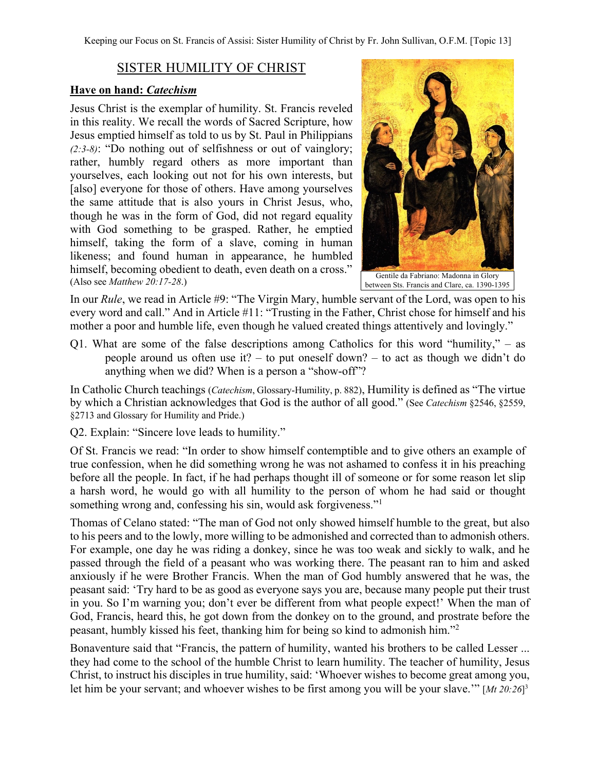# SISTER HUMILITY OF CHRIST

**Have on hand: *Catechism***

Jesus Christ is the exemplar of humility. St. Francis reveled in this reality. We recall the words of Sacred Scripture, how Jesus emptied himself as told to us by St. Paul in Philippians *(2:3-8)*: "Do nothing out of selfishness or out of vainglory; rather, humbly regard others as more important than yourselves, each looking out not for his own interests, but [also] everyone for those of others. Have among yourselves the same attitude that is also yours in Christ Jesus, who, though he was in the form of God, did not regard equality with God something to be grasped. Rather, he emptied himself, taking the form of a slave, coming in human likeness; and found human in appearance, he humbled himself, becoming obedient to death, even death on a cross." (Also see *Matthew 20:17-28*.)

Gentile da Fabriano: Madonna in Glory between Sts. Francis and Clare, ca. 1390-1395

In our *Rule*, we read in Article #9: "The Virgin Mary, humble servant of the Lord, was open to his every word and call." And in Article #11: "Trusting in the Father, Christ chose for himself and his mother a poor and humble life, even though he valued created things attentively and lovingly."

Q1. What are some of the false descriptions among Catholics for this word "humility," – as people around us often use it? – to put oneself down? – to act as though we didn't do anything when we did? When is a person a "show-off"?

In Catholic Church teachings (*Catechism*, Glossary-Humility, p. 882), Humility is defined as "The virtue by which a Christian acknowledges that God is the author of all good." (See *Catechism* §2546, §2559, §2713 and Glossary for Humility and Pride.)

Q2. Explain: "Sincere love leads to humility."

Of St. Francis we read: "In order to show himself contemptible and to give others an example of true confession, when he did something wrong he was not ashamed to confess it in his preaching before all the people. In fact, if he had perhaps thought ill of someone or for some reason let slip a harsh word, he would go with all humility to the person of whom he had said or thought something wrong and, confessing his sin, would ask forgiveness."[1]

Thomas of Celano stated: "The man of God not only showed himself humble to the great, but also to his peers and to the lowly, more willing to be admonished and corrected than to admonish others. For example, one day he was riding a donkey, since he was too weak and sickly to walk, and he passed through the field of a peasant who was working there. The peasant ran to him and asked anxiously if he were Brother Francis. When the man of God humbly answered that he was, the peasant said: 'Try hard to be as good as everyone says you are, because many people put their trust in you. So I'm warning you; don't ever be different from what people expect!' When the man of God, Francis, heard this, he got down from the donkey on to the ground, and prostrate before the peasant, humbly kissed his feet, thanking him for being so kind to admonish him."[2]

Bonaventure said that "Francis, the pattern of humility, wanted his brothers to be called Lesser ... they had come to the school of the humble Christ to learn humility. The teacher of humility, Jesus Christ, to instruct his disciples in true humility, said: 'Whoever wishes to become great among you, let him be your servant; and whoever wishes to be first among you will be your slave.'" [*Mt 20:26*][3]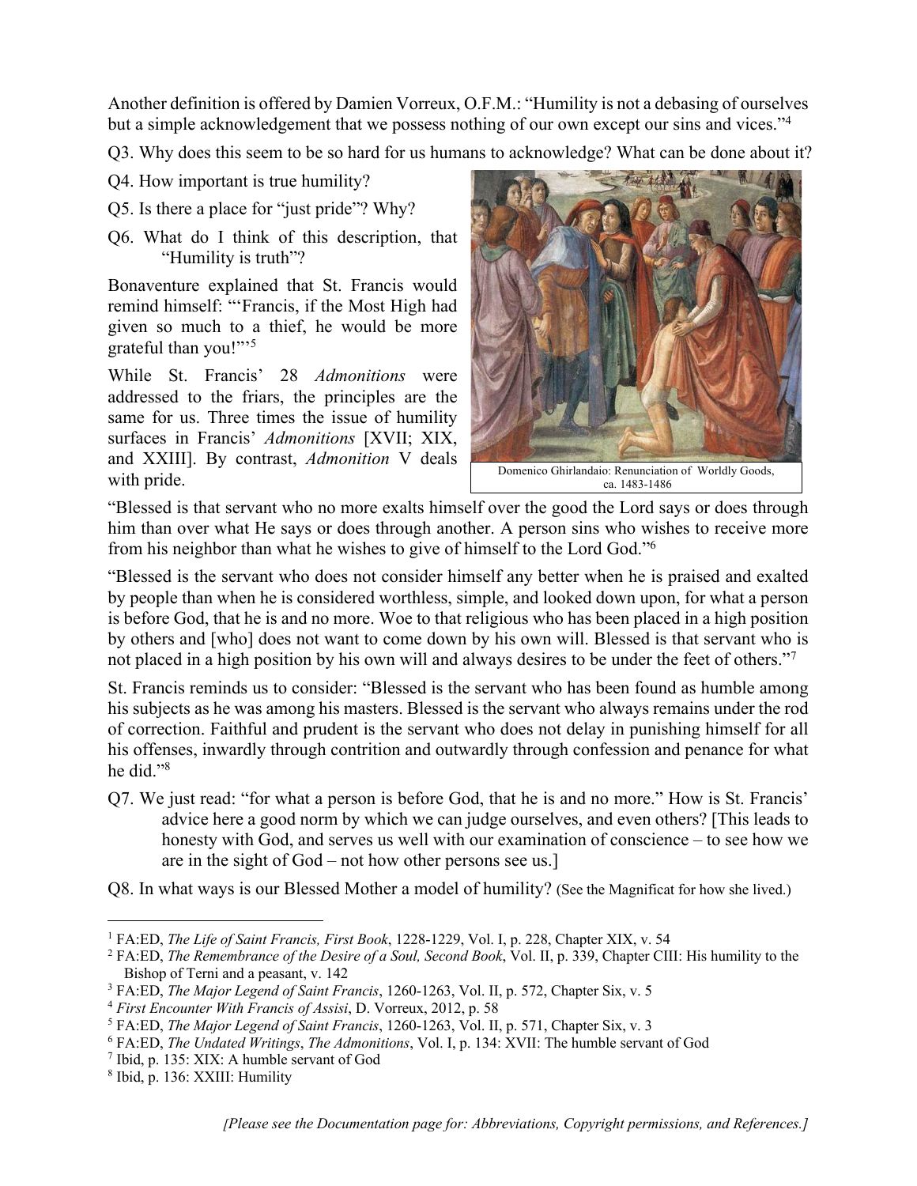Another definition is offered by Damien Vorreux, O.F.M.: "Humility is not a debasing of ourselves but a simple acknowledgement that we possess nothing of our own except our sins and vices."[4]

Q3. Why does this seem to be so hard for us humans to acknowledge? What can be done about it?

Q4. How important is true humility?

Q5. Is there a place for "just pride"? Why?

Q6. What do I think of this description, that "Humility is truth"?

Bonaventure explained that St. Francis would remind himself: "'Francis, if the Most High had given so much to a thief, he would be more grateful than you!'"[5]

While St. Francis' 28 *Admonitions* were addressed to the friars, the principles are the same for us. Three times the issue of humility surfaces in Francis' *Admonitions* [XVII; XIX, and XXIII]. By contrast, *Admonition* V deals with pride.

Domenico Ghirlandaio: Renunciation of Worldly Goods, ca. 1483-1486

"Blessed is that servant who no more exalts himself over the good the Lord says or does through him than over what He says or does through another. A person sins who wishes to receive more from his neighbor than what he wishes to give of himself to the Lord God."[6]

"Blessed is the servant who does not consider himself any better when he is praised and exalted by people than when he is considered worthless, simple, and looked down upon, for what a person is before God, that he is and no more. Woe to that religious who has been placed in a high position by others and [who] does not want to come down by his own will. Blessed is that servant who is not placed in a high position by his own will and always desires to be under the feet of others."[7]

St. Francis reminds us to consider: "Blessed is the servant who has been found as humble among his subjects as he was among his masters. Blessed is the servant who always remains under the rod of correction. Faithful and prudent is the servant who does not delay in punishing himself for all his offenses, inwardly through contrition and outwardly through confession and penance for what he did."[8]

Q7. We just read: "for what a person is before God, that he is and no more." How is St. Francis' advice here a good norm by which we can judge ourselves, and even others? [This leads to honesty with God, and serves us well with our examination of conscience – to see how we are in the sight of God – not how other persons see us.]

Q8. In what ways is our Blessed Mother a model of humility? (See the Magnificat for how she lived.)

---

[1] FA:ED, *The Life of Saint Francis, First Book*, 1228-1229, Vol. I, p. 228, Chapter XIX, v. 54

[2] FA:ED, *The Remembrance of the Desire of a Soul, Second Book*, Vol. II, p. 339, Chapter CIII: His humility to the Bishop of Terni and a peasant, v. 142

[3] FA:ED, *The Major Legend of Saint Francis*, 1260-1263, Vol. II, p. 572, Chapter Six, v. 5

[4] *First Encounter With Francis of Assisi*, D. Vorreux, 2012, p. 58

[5] FA:ED, *The Major Legend of Saint Francis*, 1260-1263, Vol. II, p. 571, Chapter Six, v. 3

[6] FA:ED, *The Undated Writings*, *The Admonitions*, Vol. I, p. 134: XVII: The humble servant of God

[7] Ibid, p. 135: XIX: A humble servant of God

[8] Ibid, p. 136: XXIII: Humility

*[Please see the Documentation page for: Abbreviations, Copyright permissions, and References.]*